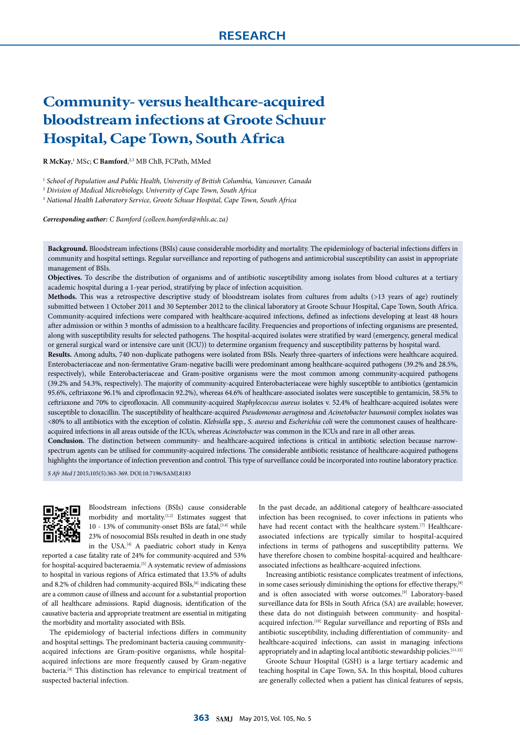RESEARCH

# Community- versus healthcare-acquired bloodstream infections at Groote Schuur Hospital, Cape Town, South Africa

**R McKay**,[1] MSc; **C Bamford**,[2,3] MB ChB, FCPath, MMed

[1] *School of Population and Public Health, University of British Columbia, Vancouver, Canada*
[2] *Division of Medical Microbiology, University of Cape Town, South Africa*
[3] *National Health Laboratory Service, Groote Schuur Hospital, Cape Town, South Africa*

***Corresponding author:*** *C Bamford (colleen.bamford@nhls.ac.za)*

**Background.** Bloodstream infections (BSIs) cause considerable morbidity and mortality. The epidemiology of bacterial infections differs in community and hospital settings. Regular surveillance and reporting of pathogens and antimicrobial susceptibility can assist in appropriate management of BSIs.

**Objectives.** To describe the distribution of organisms and of antibiotic susceptibility among isolates from blood cultures at a tertiary academic hospital during a 1-year period, stratifying by place of infection acquisition.

**Methods.** This was a retrospective descriptive study of bloodstream isolates from cultures from adults (>13 years of age) routinely submitted between 1 October 2011 and 30 September 2012 to the clinical laboratory at Groote Schuur Hospital, Cape Town, South Africa. Community-acquired infections were compared with healthcare-acquired infections, defined as infections developing at least 48 hours after admission or within 3 months of admission to a healthcare facility. Frequencies and proportions of infecting organisms are presented, along with susceptibility results for selected pathogens. The hospital-acquired isolates were stratified by ward (emergency, general medical or general surgical ward or intensive care unit (ICU)) to determine organism frequency and susceptibility patterns by hospital ward.

**Results.** Among adults, 740 non-duplicate pathogens were isolated from BSIs. Nearly three-quarters of infections were healthcare acquired. Enterobacteriaceae and non-fermentative Gram-negative bacilli were predominant among healthcare-acquired pathogens (39.2% and 28.5%, respectively), while Enterobacteriaceae and Gram-positive organisms were the most common among community-acquired pathogens (39.2% and 54.3%, respectively). The majority of community-acquired Enterobacteriaceae were highly susceptible to antibiotics (gentamicin 95.6%, ceftriaxone 96.1% and ciprofloxacin 92.2%), whereas 64.6% of healthcare-associated isolates were susceptible to gentamicin, 58.5% to ceftriaxone and 70% to ciprofloxacin. All community-acquired *Staphylococcus aureus* isolates v. 52.4% of healthcare-acquired isolates were susceptible to cloxacillin. The susceptibility of healthcare-acquired *Pseudomonas aeruginosa* and *Acinetobacter baumanii* complex isolates was <80% to all antibiotics with the exception of colistin. *Klebsiella* spp., *S. aureus* and *Escherichia coli* were the commonest causes of healthcare-acquired infections in all areas outside of the ICUs, whereas *Acinetobacter* was common in the ICUs and rare in all other areas.

**Conclusion.** The distinction between community- and healthcare-acquired infections is critical in antibiotic selection because narrow-spectrum agents can be utilised for community-acquired infections. The considerable antibiotic resistance of healthcare-acquired pathogens highlights the importance of infection prevention and control. This type of surveillance could be incorporated into routine laboratory practice.

*S Afr Med J* 2015;105(5):363-369. DOI:10.7196/SAMJ.8183

Bloodstream infections (BSIs) cause considerable morbidity and mortality.[1,2] Estimates suggest that 10 - 13% of community-onset BSIs are fatal,[3,4] while 23% of nosocomial BSIs resulted in death in one study in the USA.[4] A paediatric cohort study in Kenya reported a case fatality rate of 24% for community-acquired and 53% for hospital-acquired bacteraemia.[5] A systematic review of admissions to hospital in various regions of Africa estimated that 13.5% of adults and 8.2% of children had community-acquired BSIs,[6] indicating these are a common cause of illness and account for a substantial proportion of all healthcare admissions. Rapid diagnosis, identification of the causative bacteria and appropriate treatment are essential in mitigating the morbidity and mortality associated with BSIs.

The epidemiology of bacterial infections differs in community and hospital settings. The predominant bacteria causing community-acquired infections are Gram-positive organisms, while hospital-acquired infections are more frequently caused by Gram-negative bacteria.[4] This distinction has relevance to empirical treatment of suspected bacterial infection.

In the past decade, an additional category of healthcare-associated infection has been recognised, to cover infections in patients who have had recent contact with the healthcare system.[7] Healthcare-associated infections are typically similar to hospital-acquired infections in terms of pathogens and susceptibility patterns. We have therefore chosen to combine hospital-acquired and healthcare-associated infections as healthcare-acquired infections.

Increasing antibiotic resistance complicates treatment of infections, in some cases seriously diminishing the options for effective therapy,[8] and is often associated with worse outcomes.[9] Laboratory-based surveillance data for BSIs in South Africa (SA) are available; however, these data do not distinguish between community- and hospital-acquired infection.[10] Regular surveillance and reporting of BSIs and antibiotic susceptibility, including differentiation of community- and healthcare-acquired infections, can assist in managing infections appropriately and in adapting local antibiotic stewardship policies.[11,12]

Groote Schuur Hospital (GSH) is a large tertiary academic and teaching hospital in Cape Town, SA. In this hospital, blood cultures are generally collected when a patient has clinical features of sepsis,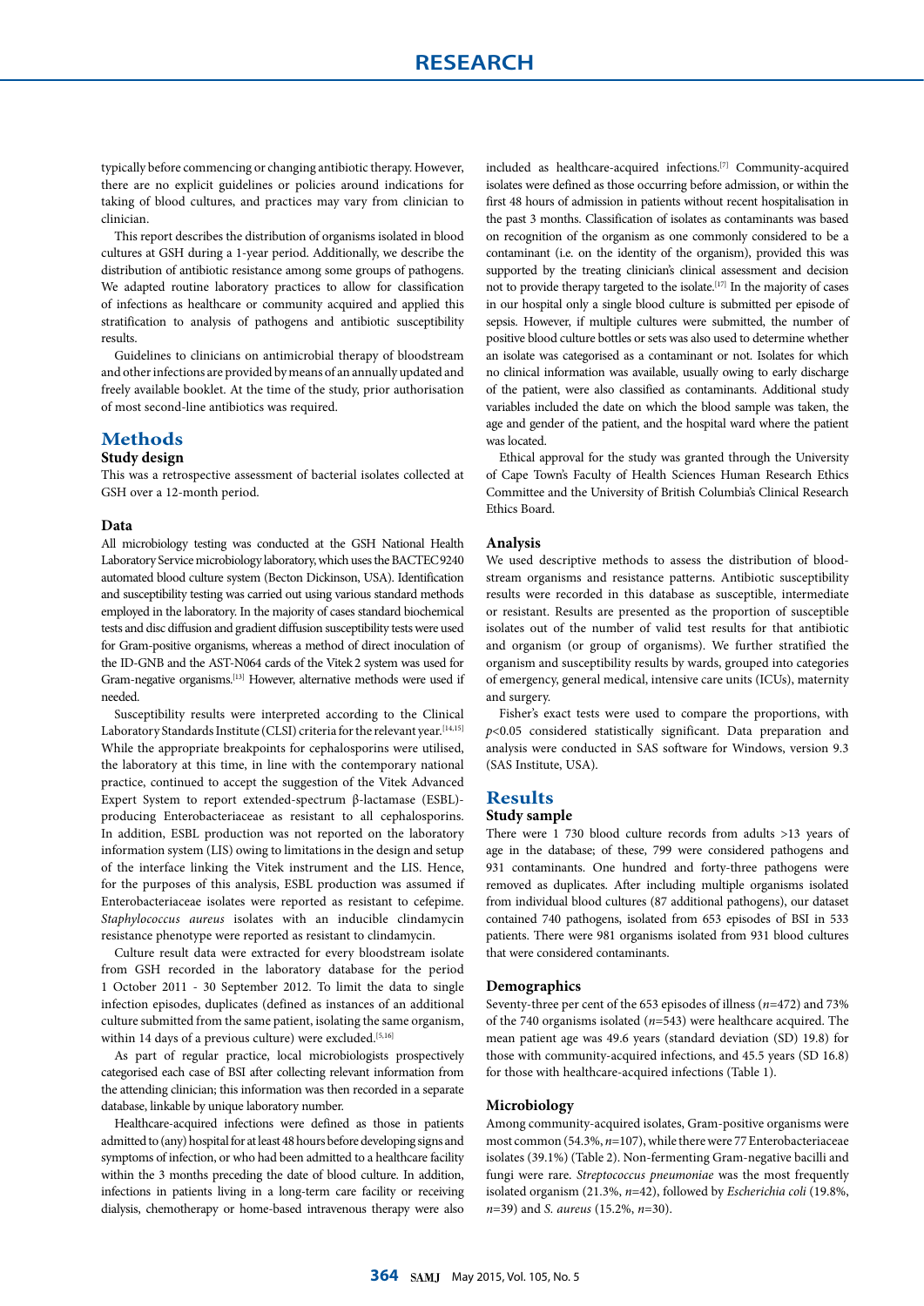typically before commencing or changing antibiotic therapy. However, there are no explicit guidelines or policies around indications for taking of blood cultures, and practices may vary from clinician to clinician.

This report describes the distribution of organisms isolated in blood cultures at GSH during a 1-year period. Additionally, we describe the distribution of antibiotic resistance among some groups of pathogens. We adapted routine laboratory practices to allow for classification of infections as healthcare or community acquired and applied this stratification to analysis of pathogens and antibiotic susceptibility results.

Guidelines to clinicians on antimicrobial therapy of bloodstream and other infections are provided by means of an annually updated and freely available booklet. At the time of the study, prior authorisation of most second-line antibiotics was required.

## Methods

### Study design

This was a retrospective assessment of bacterial isolates collected at GSH over a 12-month period.

### Data

All microbiology testing was conducted at the GSH National Health Laboratory Service microbiology laboratory, which uses the BACTEC 9240 automated blood culture system (Becton Dickinson, USA). Identification and susceptibility testing was carried out using various standard methods employed in the laboratory. In the majority of cases standard biochemical tests and disc diffusion and gradient diffusion susceptibility tests were used for Gram-positive organisms, whereas a method of direct inoculation of the ID-GNB and the AST-N064 cards of the Vitek 2 system was used for Gram-negative organisms.[13] However, alternative methods were used if needed.

Susceptibility results were interpreted according to the Clinical Laboratory Standards Institute (CLSI) criteria for the relevant year.[14,15] While the appropriate breakpoints for cephalosporins were utilised, the laboratory at this time, in line with the contemporary national practice, continued to accept the suggestion of the Vitek Advanced Expert System to report extended-spectrum β-lactamase (ESBL)-producing Enterobacteriaceae as resistant to all cephalosporins. In addition, ESBL production was not reported on the laboratory information system (LIS) owing to limitations in the design and setup of the interface linking the Vitek instrument and the LIS. Hence, for the purposes of this analysis, ESBL production was assumed if Enterobacteriaceae isolates were reported as resistant to cefepime. *Staphylococcus aureus* isolates with an inducible clindamycin resistance phenotype were reported as resistant to clindamycin.

Culture result data were extracted for every bloodstream isolate from GSH recorded in the laboratory database for the period 1 October 2011 - 30 September 2012. To limit the data to single infection episodes, duplicates (defined as instances of an additional culture submitted from the same patient, isolating the same organism, within 14 days of a previous culture) were excluded.[5,16]

As part of regular practice, local microbiologists prospectively categorised each case of BSI after collecting relevant information from the attending clinician; this information was then recorded in a separate database, linkable by unique laboratory number.

Healthcare-acquired infections were defined as those in patients admitted to (any) hospital for at least 48 hours before developing signs and symptoms of infection, or who had been admitted to a healthcare facility within the 3 months preceding the date of blood culture. In addition, infections in patients living in a long-term care facility or receiving dialysis, chemotherapy or home-based intravenous therapy were also included as healthcare-acquired infections.[7] Community-acquired isolates were defined as those occurring before admission, or within the first 48 hours of admission in patients without recent hospitalisation in the past 3 months. Classification of isolates as contaminants was based on recognition of the organism as one commonly considered to be a contaminant (i.e. on the identity of the organism), provided this was supported by the treating clinician's clinical assessment and decision not to provide therapy targeted to the isolate.[17] In the majority of cases in our hospital only a single blood culture is submitted per episode of sepsis. However, if multiple cultures were submitted, the number of positive blood culture bottles or sets was also used to determine whether an isolate was categorised as a contaminant or not. Isolates for which no clinical information was available, usually owing to early discharge of the patient, were also classified as contaminants. Additional study variables included the date on which the blood sample was taken, the age and gender of the patient, and the hospital ward where the patient was located.

Ethical approval for the study was granted through the University of Cape Town's Faculty of Health Sciences Human Research Ethics Committee and the University of British Columbia's Clinical Research Ethics Board.

### Analysis

We used descriptive methods to assess the distribution of bloodstream organisms and resistance patterns. Antibiotic susceptibility results were recorded in this database as susceptible, intermediate or resistant. Results are presented as the proportion of susceptible isolates out of the number of valid test results for that antibiotic and organism (or group of organisms). We further stratified the organism and susceptibility results by wards, grouped into categories of emergency, general medical, intensive care units (ICUs), maternity and surgery.

Fisher's exact tests were used to compare the proportions, with $p<0.05$ considered statistically significant. Data preparation and analysis were conducted in SAS software for Windows, version 9.3 (SAS Institute, USA).

## Results

### Study sample

There were 1 730 blood culture records from adults >13 years of age in the database; of these, 799 were considered pathogens and 931 contaminants. One hundred and forty-three pathogens were removed as duplicates. After including multiple organisms isolated from individual blood cultures (87 additional pathogens), our dataset contained 740 pathogens, isolated from 653 episodes of BSI in 533 patients. There were 981 organisms isolated from 931 blood cultures that were considered contaminants.

### Demographics

Seventy-three per cent of the 653 episodes of illness ($n$=472) and 73% of the 740 organisms isolated ($n$=543) were healthcare acquired. The mean patient age was 49.6 years (standard deviation (SD) 19.8) for those with community-acquired infections, and 45.5 years (SD 16.8) for those with healthcare-acquired infections (Table 1).

### Microbiology

Among community-acquired isolates, Gram-positive organisms were most common (54.3%, $n$=107), while there were 77 Enterobacteriaceae isolates (39.1%) (Table 2). Non-fermenting Gram-negative bacilli and fungi were rare. *Streptococcus pneumoniae* was the most frequently isolated organism (21.3%, $n$=42), followed by *Escherichia coli* (19.8%, $n$=39) and *S. aureus* (15.2%, $n$=30).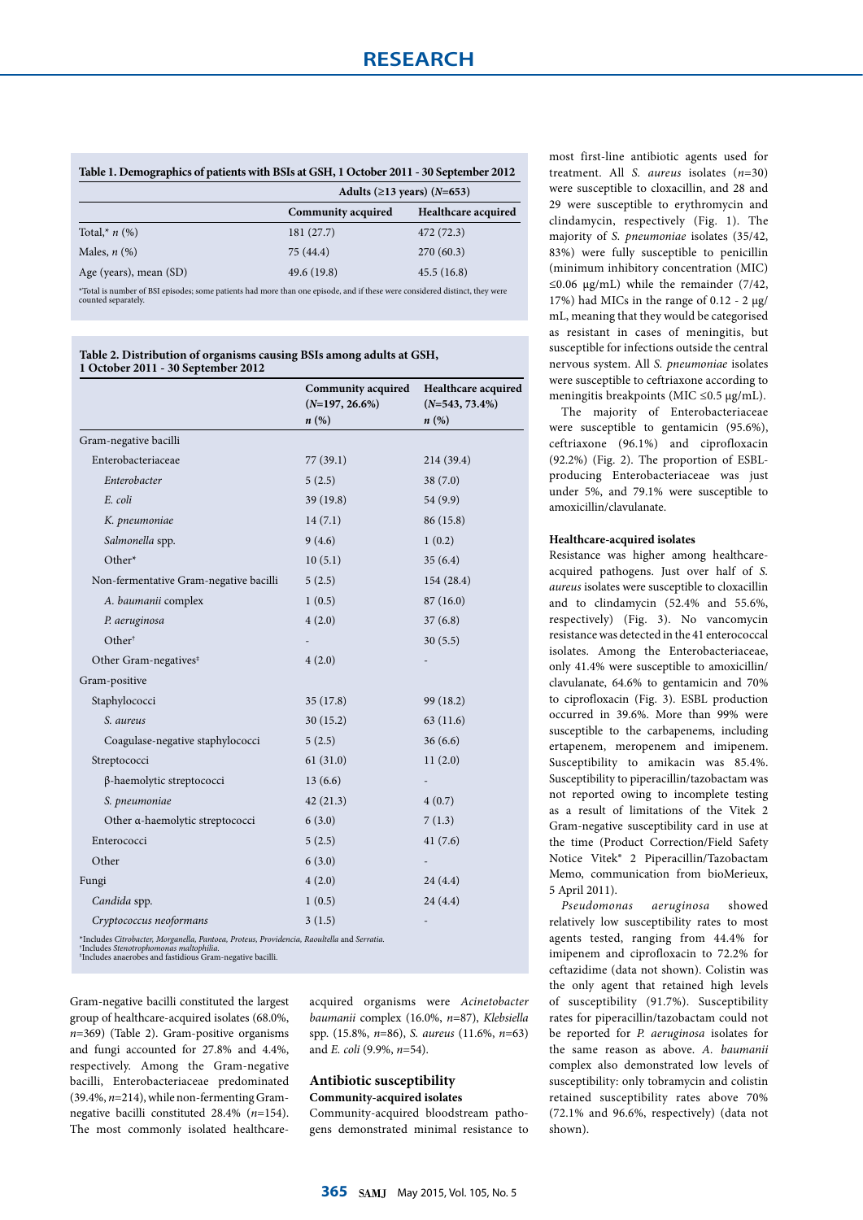**Table 1. Demographics of patients with BSIs at GSH, 1 October 2011 - 30 September 2012**

| | Adults (≥13 years) (*N*=653) | |
|---|---|---|
| | Community acquired | Healthcare acquired |
| Total,* *n* (%) | 181 (27.7) | 472 (72.3) |
| Males, *n* (%) | 75 (44.4) | 270 (60.3) |
| Age (years), mean (SD) | 49.6 (19.8) | 45.5 (16.8) |

*Total is number of BSI episodes; some patients had more than one episode, and if these were considered distinct, they were counted separately.

**Table 2. Distribution of organisms causing BSIs among adults at GSH, 1 October 2011 - 30 September 2012**

| | Community acquired (*N*=197, 26.6%) *n* (%) | Healthcare acquired (*N*=543, 73.4%) *n* (%) |
|---|---|---|
| Gram-negative bacilli | | |
| Enterobacteriaceae | 77 (39.1) | 214 (39.4) |
| *Enterobacter* | 5 (2.5) | 38 (7.0) |
| *E. coli* | 39 (19.8) | 54 (9.9) |
| *K. pneumoniae* | 14 (7.1) | 86 (15.8) |
| *Salmonella* spp. | 9 (4.6) | 1 (0.2) |
| Other* | 10 (5.1) | 35 (6.4) |
| Non-fermentative Gram-negative bacilli | 5 (2.5) | 154 (28.4) |
| *A. baumanii* complex | 1 (0.5) | 87 (16.0) |
| *P. aeruginosa* | 4 (2.0) | 37 (6.8) |
| Other[†] | - | 30 (5.5) |
| Other Gram-negatives[‡] | 4 (2.0) | - |
| Gram-positive | | |
| Staphylococci | 35 (17.8) | 99 (18.2) |
| *S. aureus* | 30 (15.2) | 63 (11.6) |
| Coagulase-negative staphylococci | 5 (2.5) | 36 (6.6) |
| Streptococci | 61 (31.0) | 11 (2.0) |
| β-haemolytic streptococci | 13 (6.6) | - |
| *S. pneumoniae* | 42 (21.3) | 4 (0.7) |
| Other α-haemolytic streptococci | 6 (3.0) | 7 (1.3) |
| Enterococci | 5 (2.5) | 41 (7.6) |
| Other | 6 (3.0) | - |
| Fungi | 4 (2.0) | 24 (4.4) |
| *Candida* spp. | 1 (0.5) | 24 (4.4) |
| *Cryptococcus neoformans* | 3 (1.5) | - |

*Includes *Citrobacter, Morganella, Pantoea, Proteus, Providencia, Raoultella* and *Serratia*.
[†]Includes *Stenotrophomonas maltophilia*.
[‡]Includes anaerobes and fastidious Gram-negative bacilli.

Gram-negative bacilli constituted the largest group of healthcare-acquired isolates (68.0%, *n*=369) (Table 2). Gram-positive organisms and fungi accounted for 27.8% and 4.4%, respectively. Among the Gram-negative bacilli, Enterobacteriaceae predominated (39.4%, *n*=214), while non-fermenting Gram-negative bacilli constituted 28.4% (*n*=154). The most commonly isolated healthcare-acquired organisms were *Acinetobacter baumanii* complex (16.0%, *n*=87), *Klebsiella* spp. (15.8%, *n*=86), *S. aureus* (11.6%, *n*=63) and *E. coli* (9.9%, *n*=54).

## Antibiotic susceptibility

### Community-acquired isolates

Community-acquired bloodstream pathogens demonstrated minimal resistance to most first-line antibiotic agents used for treatment. All *S. aureus* isolates (*n*=30) were susceptible to cloxacillin, and 28 and 29 were susceptible to erythromycin and clindamycin, respectively (Fig. 1). The majority of *S. pneumoniae* isolates (35/42, 83%) were fully susceptible to penicillin (minimum inhibitory concentration (MIC) ≤0.06 µg/mL) while the remainder (7/42, 17%) had MICs in the range of 0.12 - 2 µg/mL, meaning that they would be categorised as resistant in cases of meningitis, but susceptible for infections outside the central nervous system. All *S. pneumoniae* isolates were susceptible to ceftriaxone according to meningitis breakpoints (MIC ≤0.5 µg/mL).

The majority of Enterobacteriaceae were susceptible to gentamicin (95.6%), ceftriaxone (96.1%) and ciprofloxacin (92.2%) (Fig. 2). The proportion of ESBL-producing Enterobacteriaceae was just under 5%, and 79.1% were susceptible to amoxicillin/clavulanate.

### Healthcare-acquired isolates

Resistance was higher among healthcare-acquired pathogens. Just over half of *S. aureus* isolates were susceptible to cloxacillin and to clindamycin (52.4% and 55.6%, respectively) (Fig. 3). No vancomycin resistance was detected in the 41 enterococcal isolates. Among the Enterobacteriaceae, only 41.4% were susceptible to amoxicillin/clavulanate, 64.6% to gentamicin and 70% to ciprofloxacin (Fig. 3). ESBL production occurred in 39.6%. More than 99% were susceptible to the carbapenems, including ertapenem, meropenem and imipenem. Susceptibility to amikacin was 85.4%. Susceptibility to piperacillin/tazobactam was not reported owing to incomplete testing as a result of limitations of the Vitek 2 Gram-negative susceptibility card in use at the time (Product Correction/Field Safety Notice Vitek® 2 Piperacillin/Tazobactam Memo, communication from bioMerieux, 5 April 2011).

*Pseudomonas aeruginosa* showed relatively low susceptibility rates to most agents tested, ranging from 44.4% for imipenem and ciprofloxacin to 72.2% for ceftazidime (data not shown). Colistin was the only agent that retained high levels of susceptibility (91.7%). Susceptibility rates for piperacillin/tazobactam could not be reported for *P. aeruginosa* isolates for the same reason as above. *A. baumanii* complex also demonstrated low levels of susceptibility: only tobramycin and colistin retained susceptibility rates above 70% (72.1% and 96.6%, respectively) (data not shown).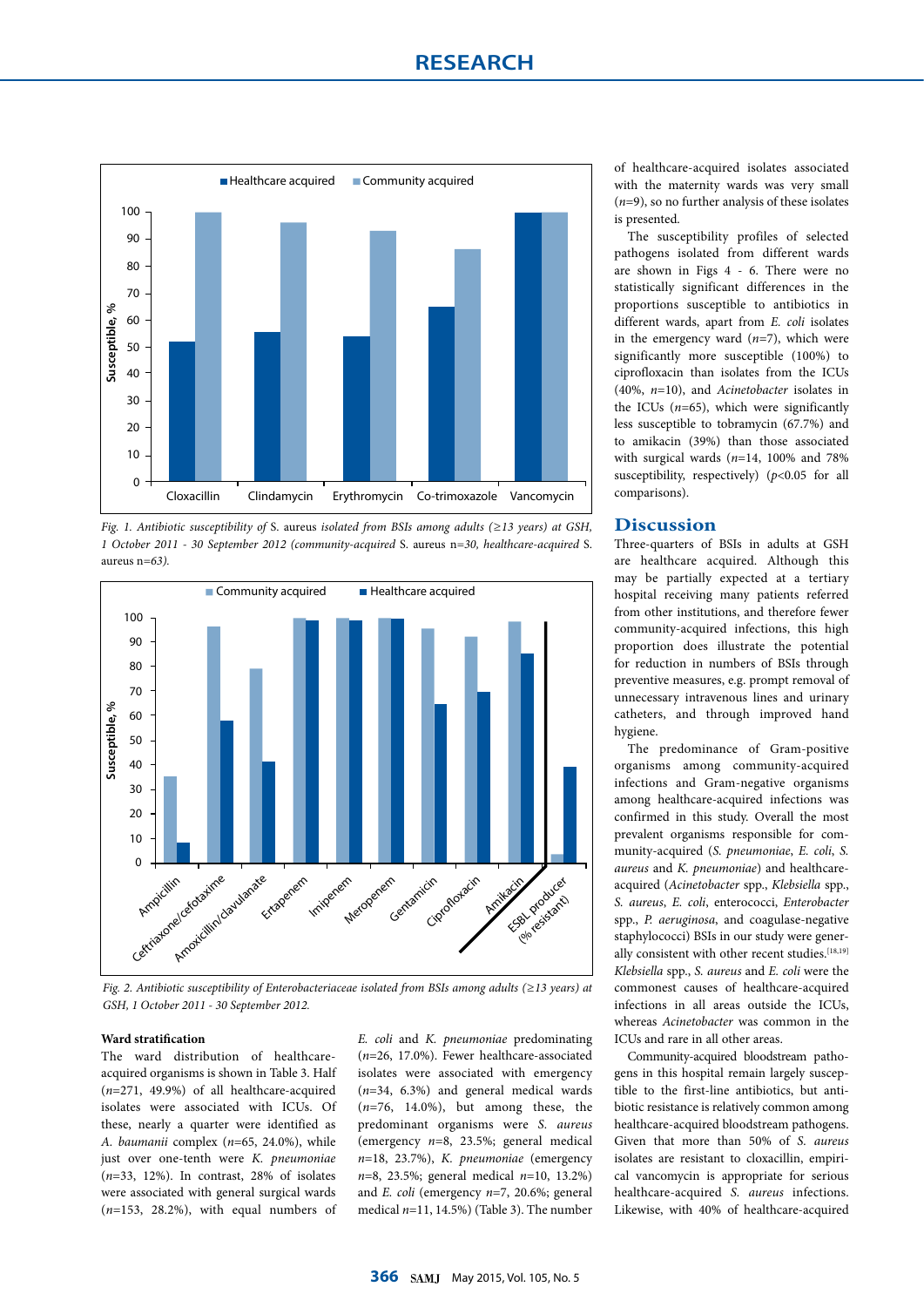Fig. 1. *Antibiotic susceptibility of* S. aureus *isolated from BSIs among adults (≥13 years) at GSH, 1 October 2011 - 30 September 2012 (community-acquired* S. aureus n=*30, healthcare-acquired* S. aureus n=*63).*

Fig. 2. *Antibiotic susceptibility of Enterobacteriaceae isolated from BSIs among adults (≥13 years) at GSH, 1 October 2011 - 30 September 2012.*

**Ward stratification**

The ward distribution of healthcare-acquired organisms is shown in Table 3. Half (*n*=271, 49.9%) of all healthcare-acquired isolates were associated with ICUs. Of these, nearly a quarter were identified as *A. baumanii* complex (*n*=65, 24.0%), while just over one-tenth were *K. pneumoniae* (*n*=33, 12%). In contrast, 28% of isolates were associated with general surgical wards (*n*=153, 28.2%), with equal numbers of *E. coli* and *K. pneumoniae* predominating (*n*=26, 17.0%). Fewer healthcare-associated isolates were associated with emergency (*n*=34, 6.3%) and general medical wards (*n*=76, 14.0%), but among these, the predominant organisms were *S. aureus* (emergency *n*=8, 23.5%; general medical *n*=18, 23.7%), *K. pneumoniae* (emergency *n*=8, 23.5%; general medical *n*=10, 13.2%) and *E. coli* (emergency *n*=7, 20.6%; general medical *n*=11, 14.5%) (Table 3). The number of healthcare-acquired isolates associated with the maternity wards was very small (*n*=9), so no further analysis of these isolates is presented.

The susceptibility profiles of selected pathogens isolated from different wards are shown in Figs 4 - 6. There were no statistically significant differences in the proportions susceptible to antibiotics in different wards, apart from *E. coli* isolates in the emergency ward (*n*=7), which were significantly more susceptible (100%) to ciprofloxacin than isolates from the ICUs (40%, *n*=10), and *Acinetobacter* isolates in the ICUs (*n*=65), which were significantly less susceptible to tobramycin (67.7%) and to amikacin (39%) than those associated with surgical wards (*n*=14, 100% and 78% susceptibility, respectively) ($p<0.05$ for all comparisons).

## Discussion

Three-quarters of BSIs in adults at GSH are healthcare acquired. Although this may be partially expected at a tertiary hospital receiving many patients referred from other institutions, and therefore fewer community-acquired infections, this high proportion does illustrate the potential for reduction in numbers of BSIs through preventive measures, e.g. prompt removal of unnecessary intravenous lines and urinary catheters, and through improved hand hygiene.

The predominance of Gram-positive organisms among community-acquired infections and Gram-negative organisms among healthcare-acquired infections was confirmed in this study. Overall the most prevalent organisms responsible for community-acquired (*S. pneumoniae*, *E. coli*, *S. aureus* and *K. pneumoniae*) and healthcare-acquired (*Acinetobacter* spp., *Klebsiella* spp., *S. aureus*, *E. coli*, enterococci, *Enterobacter* spp., *P. aeruginosa*, and coagulase-negative staphylococci) BSIs in our study were generally consistent with other recent studies.[18,19] *Klebsiella* spp., *S. aureus* and *E. coli* were the commonest causes of healthcare-acquired infections in all areas outside the ICUs, whereas *Acinetobacter* was common in the ICUs and rare in all other areas.

Community-acquired bloodstream pathogens in this hospital remain largely susceptible to the first-line antibiotics, but antibiotic resistance is relatively common among healthcare-acquired bloodstream pathogens. Given that more than 50% of *S. aureus* isolates are resistant to cloxacillin, empirical vancomycin is appropriate for serious healthcare-acquired *S. aureus* infections. Likewise, with 40% of healthcare-acquired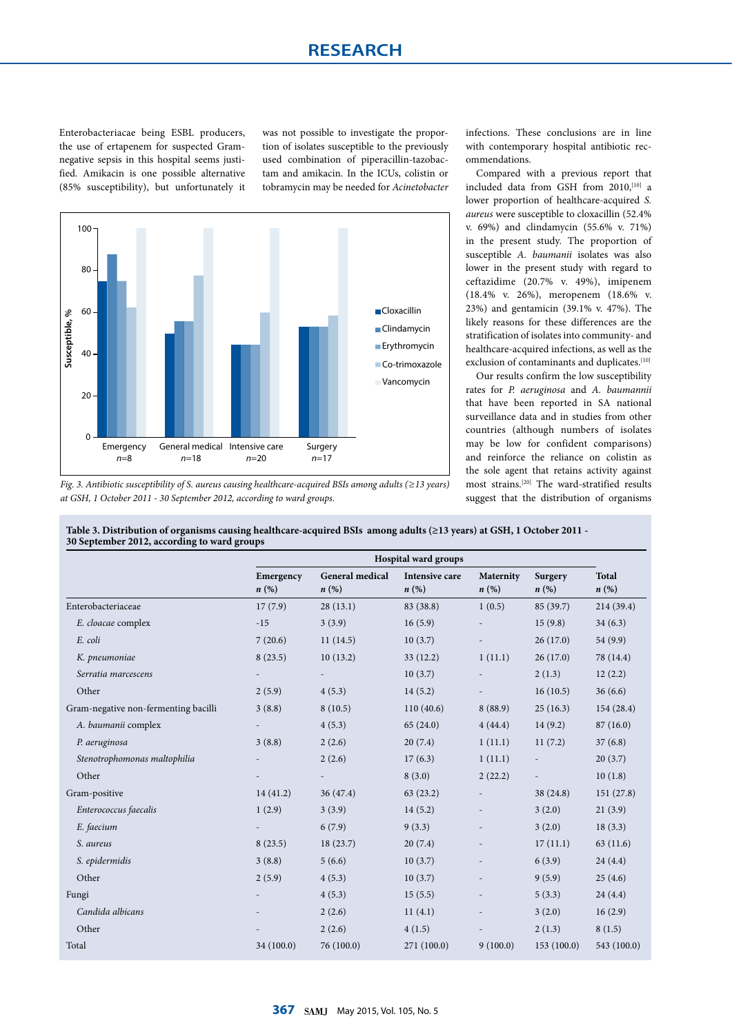Enterobacteriaceae being ESBL producers, the use of ertapenem for suspected Gram-negative sepsis in this hospital seems justified. Amikacin is one possible alternative (85% susceptibility), but unfortunately it was not possible to investigate the proportion of isolates susceptible to the previously used combination of piperacillin-tazobactam and amikacin. In the ICUs, colistin or tobramycin may be needed for *Acinetobacter* infections. These conclusions are in line with contemporary hospital antibiotic recommendations.

Compared with a previous report that included data from GSH from 2010,[10] a lower proportion of healthcare-acquired *S. aureus* were susceptible to cloxacillin (52.4% v. 69%) and clindamycin (55.6% v. 71%) in the present study. The proportion of susceptible *A. baumanii* isolates was also lower in the present study with regard to ceftazidime (20.7% v. 49%), imipenem (18.4% v. 26%), meropenem (18.6% v. 23%) and gentamicin (39.1% v. 47%). The likely reasons for these differences are the stratification of isolates into community- and healthcare-acquired infections, as well as the exclusion of contaminants and duplicates.[10]

Our results confirm the low susceptibility rates for *P. aeruginosa* and *A. baumannii* that have been reported in SA national surveillance data and in studies from other countries (although numbers of isolates may be low for confident comparisons) and reinforce the reliance on colistin as the sole agent that retains activity against most strains.[20] The ward-stratified results suggest that the distribution of organisms

*Fig. 3. Antibiotic susceptibility of S. aureus causing healthcare-acquired BSIs among adults (≥13 years) at GSH, 1 October 2011 - 30 September 2012, according to ward groups.*

**Table 3. Distribution of organisms causing healthcare-acquired BSIs among adults (≥13 years) at GSH, 1 October 2011 - 30 September 2012, according to ward groups**

| | Hospital ward groups | | | | | |
|---|---|---|---|---|---|---|
| | Emergency *n* (%) | General medical *n* (%) | Intensive care *n* (%) | Maternity *n* (%) | Surgery *n* (%) | Total *n* (%) |
| Enterobacteriaceae | 17 (7.9) | 28 (13.1) | 83 (38.8) | 1 (0.5) | 85 (39.7) | 214 (39.4) |
| *E. cloacae* complex | -15 | 3 (3.9) | 16 (5.9) | - | 15 (9.8) | 34 (6.3) |
| *E. coli* | 7 (20.6) | 11 (14.5) | 10 (3.7) | - | 26 (17.0) | 54 (9.9) |
| *K. pneumoniae* | 8 (23.5) | 10 (13.2) | 33 (12.2) | 1 (11.1) | 26 (17.0) | 78 (14.4) |
| *Serratia marcescens* | - | - | 10 (3.7) | - | 2 (1.3) | 12 (2.2) |
| Other | 2 (5.9) | 4 (5.3) | 14 (5.2) | - | 16 (10.5) | 36 (6.6) |
| Gram-negative non-fermenting bacilli | 3 (8.8) | 8 (10.5) | 110 (40.6) | 8 (88.9) | 25 (16.3) | 154 (28.4) |
| *A. baumanii* complex | - | 4 (5.3) | 65 (24.0) | 4 (44.4) | 14 (9.2) | 87 (16.0) |
| *P. aeruginosa* | 3 (8.8) | 2 (2.6) | 20 (7.4) | 1 (11.1) | 11 (7.2) | 37 (6.8) |
| *Stenotrophomonas maltophilia* | - | 2 (2.6) | 17 (6.3) | 1 (11.1) | - | 20 (3.7) |
| Other | - | - | 8 (3.0) | 2 (22.2) | - | 10 (1.8) |
| Gram-positive | 14 (41.2) | 36 (47.4) | 63 (23.2) | - | 38 (24.8) | 151 (27.8) |
| *Enterococcus faecalis* | 1 (2.9) | 3 (3.9) | 14 (5.2) | - | 3 (2.0) | 21 (3.9) |
| *E. faecium* | - | 6 (7.9) | 9 (3.3) | - | 3 (2.0) | 18 (3.3) |
| *S. aureus* | 8 (23.5) | 18 (23.7) | 20 (7.4) | - | 17 (11.1) | 63 (11.6) |
| *S. epidermidis* | 3 (8.8) | 5 (6.6) | 10 (3.7) | - | 6 (3.9) | 24 (4.4) |
| Other | 2 (5.9) | 4 (5.3) | 10 (3.7) | - | 9 (5.9) | 25 (4.6) |
| Fungi | - | 4 (5.3) | 15 (5.5) | - | 5 (3.3) | 24 (4.4) |
| *Candida albicans* | - | 2 (2.6) | 11 (4.1) | - | 3 (2.0) | 16 (2.9) |
| Other | - | 2 (2.6) | 4 (1.5) | - | 2 (1.3) | 8 (1.5) |
| Total | 34 (100.0) | 76 (100.0) | 271 (100.0) | 9 (100.0) | 153 (100.0) | 543 (100.0) |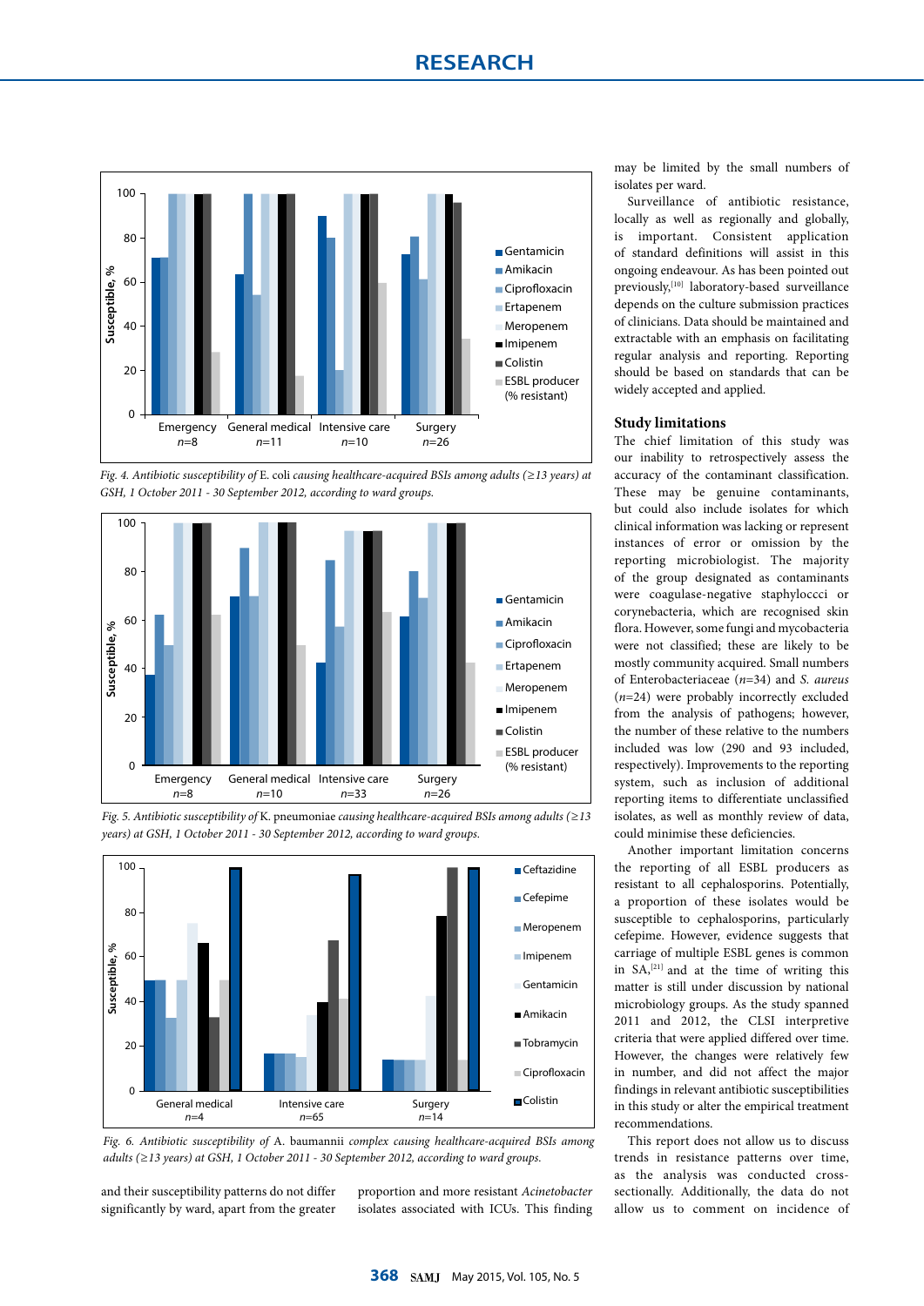*Fig. 4. Antibiotic susceptibility of* E. coli *causing healthcare-acquired BSIs among adults (≥13 years) at GSH, 1 October 2011 - 30 September 2012, according to ward groups.*

*Fig. 5. Antibiotic susceptibility of* K. pneumoniae *causing healthcare-acquired BSIs among adults (≥13 years) at GSH, 1 October 2011 - 30 September 2012, according to ward groups.*

*Fig. 6. Antibiotic susceptibility of* A. baumannii *complex causing healthcare-acquired BSIs among adults (≥13 years) at GSH, 1 October 2011 - 30 September 2012, according to ward groups.*

and their susceptibility patterns do not differ significantly by ward, apart from the greater proportion and more resistant *Acinetobacter* isolates associated with ICUs. This finding may be limited by the small numbers of isolates per ward.

Surveillance of antibiotic resistance, locally as well as regionally and globally, is important. Consistent application of standard definitions will assist in this ongoing endeavour. As has been pointed out previously,[10] laboratory-based surveillance depends on the culture submission practices of clinicians. Data should be maintained and extractable with an emphasis on facilitating regular analysis and reporting. Reporting should be based on standards that can be widely accepted and applied.

### Study limitations

The chief limitation of this study was our inability to retrospectively assess the accuracy of the contaminant classification. These may be genuine contaminants, but could also include isolates for which clinical information was lacking or represent instances of error or omission by the reporting microbiologist. The majority of the group designated as contaminants were coagulase-negative staphyloccci or corynebacteria, which are recognised skin flora. However, some fungi and mycobacteria were not classified; these are likely to be mostly community acquired. Small numbers of Enterobacteriaceae (*n*=34) and *S. aureus* (*n*=24) were probably incorrectly excluded from the analysis of pathogens; however, the number of these relative to the numbers included was low (290 and 93 included, respectively). Improvements to the reporting system, such as inclusion of additional reporting items to differentiate unclassified isolates, as well as monthly review of data, could minimise these deficiencies.

Another important limitation concerns the reporting of all ESBL producers as resistant to all cephalosporins. Potentially, a proportion of these isolates would be susceptible to cephalosporins, particularly cefepime. However, evidence suggests that carriage of multiple ESBL genes is common in SA,[21] and at the time of writing this matter is still under discussion by national microbiology groups. As the study spanned 2011 and 2012, the CLSI interpretive criteria that were applied differed over time. However, the changes were relatively few in number, and did not affect the major findings in relevant antibiotic susceptibilities in this study or alter the empirical treatment recommendations.

This report does not allow us to discuss trends in resistance patterns over time, as the analysis was conducted cross-sectionally. Additionally, the data do not allow us to comment on incidence of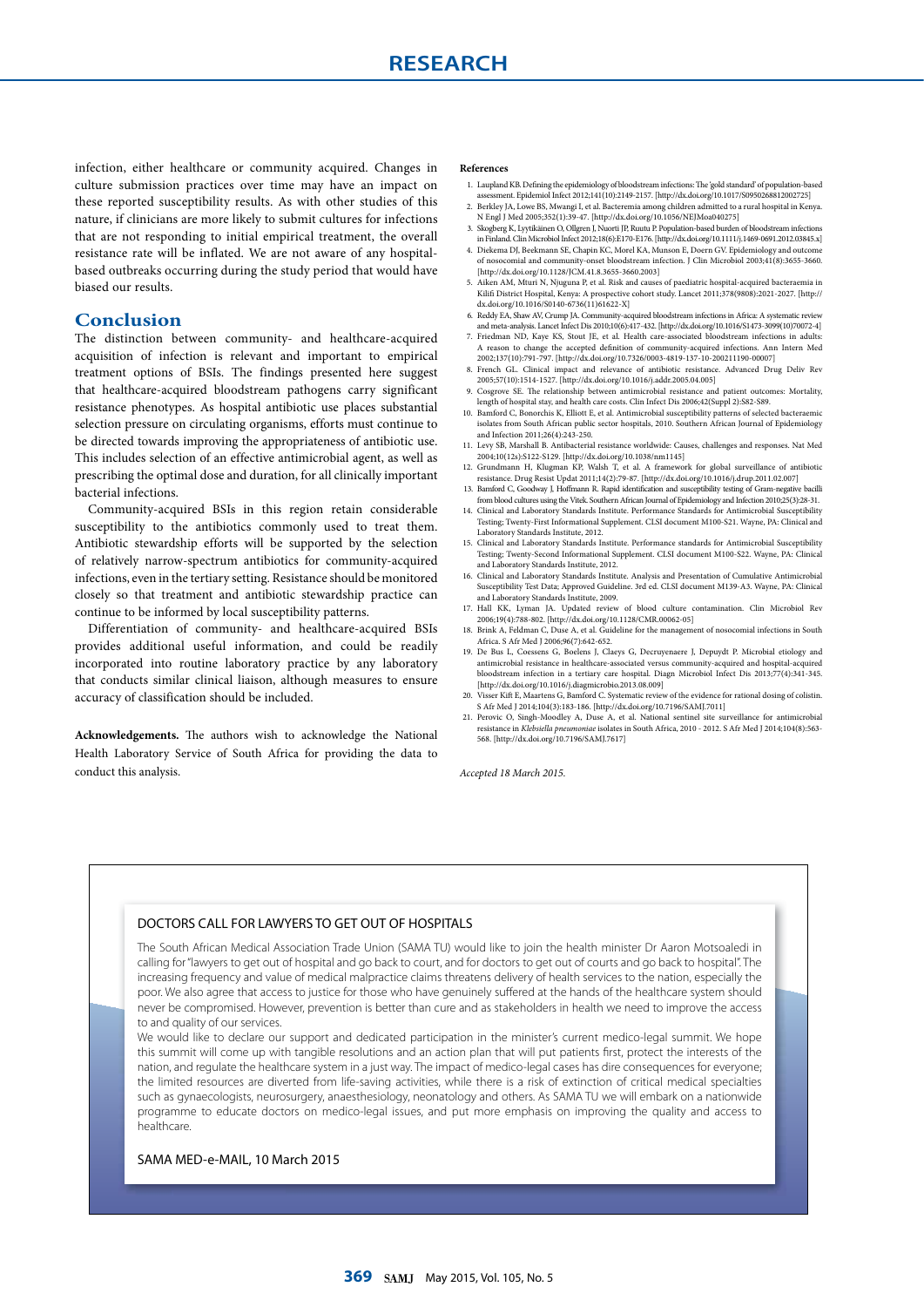infection, either healthcare or community acquired. Changes in culture submission practices over time may have an impact on these reported susceptibility results. As with other studies of this nature, if clinicians are more likely to submit cultures for infections that are not responding to initial empirical treatment, the overall resistance rate will be inflated. We are not aware of any hospital-based outbreaks occurring during the study period that would have biased our results.

## Conclusion

The distinction between community- and healthcare-acquired acquisition of infection is relevant and important to empirical treatment options of BSIs. The findings presented here suggest that healthcare-acquired bloodstream pathogens carry significant resistance phenotypes. As hospital antibiotic use places substantial selection pressure on circulating organisms, efforts must continue to be directed towards improving the appropriateness of antibiotic use. This includes selection of an effective antimicrobial agent, as well as prescribing the optimal dose and duration, for all clinically important bacterial infections.

Community-acquired BSIs in this region retain considerable susceptibility to the antibiotics commonly used to treat them. Antibiotic stewardship efforts will be supported by the selection of relatively narrow-spectrum antibiotics for community-acquired infections, even in the tertiary setting. Resistance should be monitored closely so that treatment and antibiotic stewardship practice can continue to be informed by local susceptibility patterns.

Differentiation of community- and healthcare-acquired BSIs provides additional useful information, and could be readily incorporated into routine laboratory practice by any laboratory that conducts similar clinical liaison, although measures to ensure accuracy of classification should be included.

**Acknowledgements.** The authors wish to acknowledge the National Health Laboratory Service of South Africa for providing the data to conduct this analysis.

### References

1. Laupland KB. Defining the epidemiology of bloodstream infections: The 'gold standard' of population-based assessment. Epidemiol Infect 2012;141(10):2149-2157. [http://dx.doi.org/10.1017/S0950268812002725]
2. Berkley JA, Lowe BS, Mwangi I, et al. Bacteremia among children admitted to a rural hospital in Kenya. N Engl J Med 2005;352(1):39-47. [http://dx.doi.org/10.1056/NEJMoa040275]
3. Skogberg K, Lyytikäinen O, Ollgren J, Nuorti JP, Ruutu P. Population-based burden of bloodstream infections in Finland. Clin Microbiol Infect 2012;18(6):E170-E176. [http://dx.doi.org/10.1111/j.1469-0691.2012.03845.x]
4. Diekema DJ, Beekmann SE, Chapin KC, Morel KA, Munson E, Doern GV. Epidemiology and outcome of nosocomial and community-onset bloodstream infection. J Clin Microbiol 2003;41(8):3655-3660. [http://dx.doi.org/10.1128/JCM.41.8.3655-3660.2003]
5. Aiken AM, Mturi N, Njuguna P, et al. Risk and causes of paediatric hospital-acquired bacteraemia in Kilifi District Hospital, Kenya: A prospective cohort study. Lancet 2011;378(9808):2021-2027. [http://dx.doi.org/10.1016/S0140-6736(11)61622-X]
6. Reddy EA, Shaw AV, Crump JA. Community-acquired bloodstream infections in Africa: A systematic review and meta-analysis. Lancet Infect Dis 2010;10(6):417-432. [http://dx.doi.org/10.1016/S1473-3099(10)70072-4]
7. Friedman ND, Kaye KS, Stout JE, et al. Health care-associated bloodstream infections in adults: A reason to change the accepted definition of community-acquired infections. Ann Intern Med 2002;137(10):791-797. [http://dx.doi.org/10.7326/0003-4819-137-10-200211190-00007]
8. French GL. Clinical impact and relevance of antibiotic resistance. Advanced Drug Deliv Rev 2005;57(10):1514-1527. [http://dx.doi.org/10.1016/j.addr.2005.04.005]
9. Cosgrove SE. The relationship between antimicrobial resistance and patient outcomes: Mortality, length of hospital stay, and health care costs. Clin Infect Dis 2006;42(Suppl 2):S82-S89.
10. Bamford C, Bonorchis K, Elliott E, et al. Antimicrobial susceptibility patterns of selected bacteraemic isolates from South African public sector hospitals, 2010. Southern African Journal of Epidemiology and Infection 2011;26(4):243-250.
11. Levy SB, Marshall B. Antibacterial resistance worldwide: Causes, challenges and responses. Nat Med 2004;10(12s):S122-S129. [http://dx.doi.org/10.1038/nm1145]
12. Grundmann H, Klugman KP, Walsh T, et al. A framework for global surveillance of antibiotic resistance. Drug Resist Updat 2011;14(2):79-87. [http://dx.doi.org/10.1016/j.drup.2011.02.007]
13. Bamford C, Goodway J, Hoffmann R. Rapid identification and susceptibility testing of Gram-negative bacilli from blood cultures using the Vitek. Southern African Journal of Epidemiology and Infection 2010;25(3):28-31.
14. Clinical and Laboratory Standards Institute. Performance Standards for Antimicrobial Susceptibility Testing; Twenty-First Informational Supplement. CLSI document M100-S21. Wayne, PA: Clinical and Laboratory Standards Institute, 2012.
15. Clinical and Laboratory Standards Institute. Performance standards for Antimicrobial Susceptibility Testing; Twenty-Second Informational Supplement. CLSI document M100-S22. Wayne, PA: Clinical and Laboratory Standards Institute, 2012.
16. Clinical and Laboratory Standards Institute. Analysis and Presentation of Cumulative Antimicrobial Susceptibility Test Data; Approved Guideline. 3rd ed. CLSI document M139-A3. Wayne, PA: Clinical and Laboratory Standards Institute, 2009.
17. Hall KK, Lyman JA. Updated review of blood culture contamination. Clin Microbiol Rev 2006;19(4):788-802. [http://dx.doi.org/10.1128/CMR.00062-05]
18. Brink A, Feldman C, Duse A, et al. Guideline for the management of nosocomial infections in South Africa. S Afr Med J 2006;96(7):642-652.
19. De Bus L, Coessens G, Boelens J, Claeys G, Decruyenaere J, Depuydt P. Microbial etiology and antimicrobial resistance in healthcare-associated versus community-acquired and hospital-acquired bloodstream infection in a tertiary care hospital. Diagn Microbiol Infect Dis 2013;77(4):341-345. [http://dx.doi.org/10.1016/j.diagmicrobio.2013.08.009]
20. Visser Kift E, Maartens G, Bamford C. Systematic review of the evidence for rational dosing of colistin. S Afr Med J 2014;104(3):183-186. [http://dx.doi.org/10.7196/SAMJ.7011]
21. Perovic O, Singh-Moodley A, Duse A, et al. National sentinel site surveillance for antimicrobial resistance in *Klebsiella pneumoniae* isolates in South Africa, 2010 - 2012. S Afr Med J 2014;104(8):563-568. [http://dx.doi.org/10.7196/SAMJ.7617]

*Accepted 18 March 2015.*

---

DOCTORS CALL FOR LAWYERS TO GET OUT OF HOSPITALS

The South African Medical Association Trade Union (SAMA TU) would like to join the health minister Dr Aaron Motsoaledi in calling for "lawyers to get out of hospital and go back to court, and for doctors to get out of courts and go back to hospital". The increasing frequency and value of medical malpractice claims threatens delivery of health services to the nation, especially the poor. We also agree that access to justice for those who have genuinely suffered at the hands of the healthcare system should never be compromised. However, prevention is better than cure and as stakeholders in health we need to improve the access to and quality of our services.

We would like to declare our support and dedicated participation in the minister's current medico-legal summit. We hope this summit will come up with tangible resolutions and an action plan that will put patients first, protect the interests of the nation, and regulate the healthcare system in a just way. The impact of medico-legal cases has dire consequences for everyone; the limited resources are diverted from life-saving activities, while there is a risk of extinction of critical medical specialties such as gynaecologists, neurosurgery, anaesthesiology, neonatology and others. As SAMA TU we will embark on a nationwide programme to educate doctors on medico-legal issues, and put more emphasis on improving the quality and access to healthcare.

SAMA MED-e-MAIL, 10 March 2015